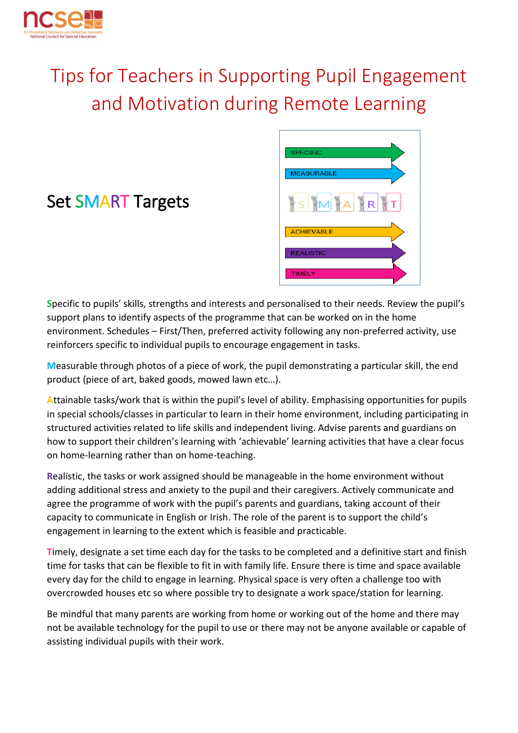# Tips for Teachers in Supporting Pupil Engagement and Motivation during Remote Learning

## Set SMART Targets

SPECIFIC

MEASURABLE

ACHIEVABLE

REALISTIC

TIMELY

**S**pecific to pupils' skills, strengths and interests and personalised to their needs. Review the pupil's support plans to identify aspects of the programme that can be worked on in the home environment. Schedules – First/Then, preferred activity following any non-preferred activity, use reinforcers specific to individual pupils to encourage engagement in tasks.

**M**easurable through photos of a piece of work, the pupil demonstrating a particular skill, the end product (piece of art, baked goods, mowed lawn etc…).

**A**ttainable tasks/work that is within the pupil's level of ability. Emphasising opportunities for pupils in special schools/classes in particular to learn in their home environment, including participating in structured activities related to life skills and independent living. Advise parents and guardians on how to support their children's learning with 'achievable' learning activities that have a clear focus on home-learning rather than on home-teaching.

**R**ealistic, the tasks or work assigned should be manageable in the home environment without adding additional stress and anxiety to the pupil and their caregivers. Actively communicate and agree the programme of work with the pupil's parents and guardians, taking account of their capacity to communicate in English or Irish. The role of the parent is to support the child's engagement in learning to the extent which is feasible and practicable.

**T**imely, designate a set time each day for the tasks to be completed and a definitive start and finish time for tasks that can be flexible to fit in with family life. Ensure there is time and space available every day for the child to engage in learning. Physical space is very often a challenge too with overcrowded houses etc so where possible try to designate a work space/station for learning.

Be mindful that many parents are working from home or working out of the home and there may not be available technology for the pupil to use or there may not be anyone available or capable of assisting individual pupils with their work.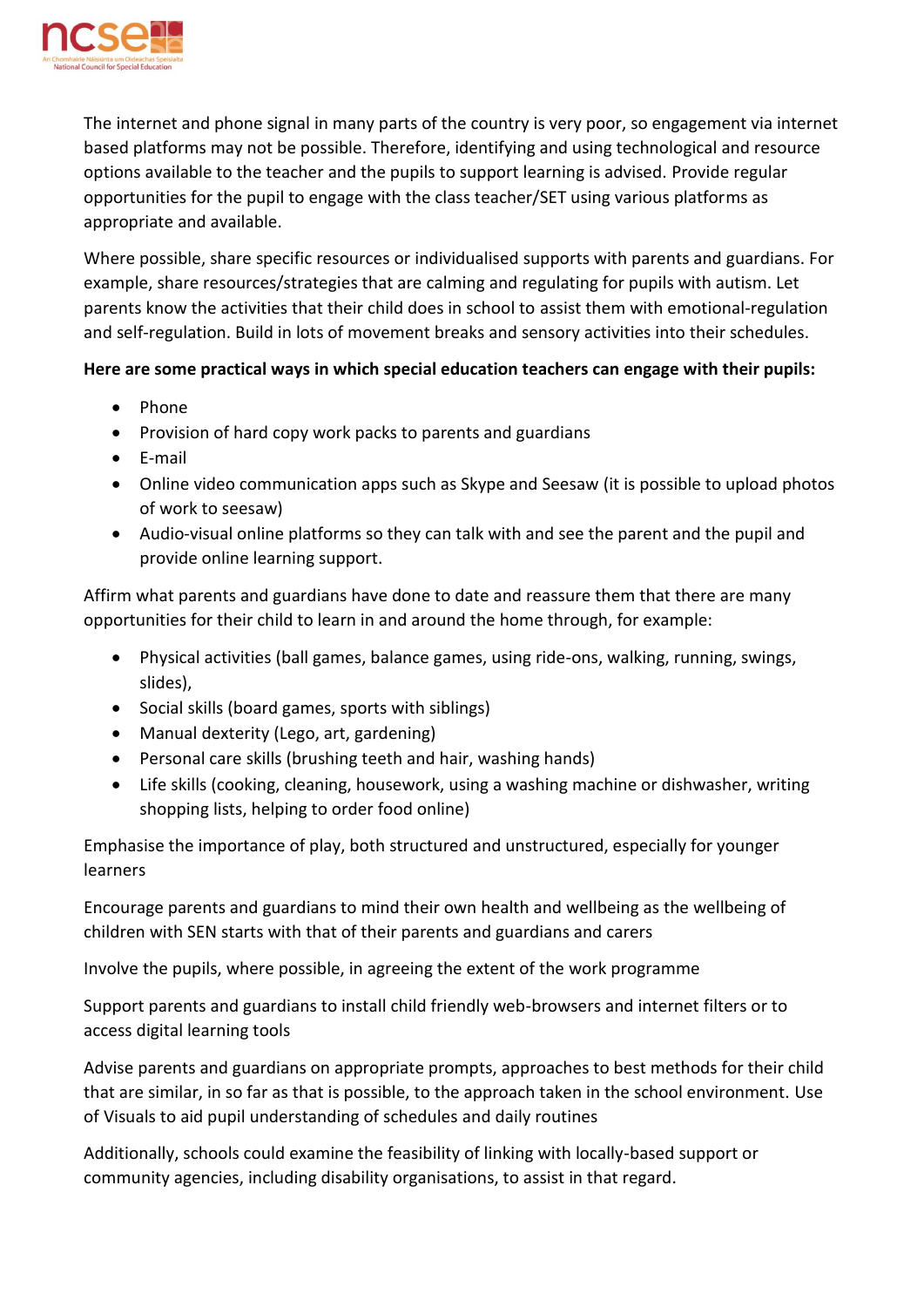The internet and phone signal in many parts of the country is very poor, so engagement via internet based platforms may not be possible. Therefore, identifying and using technological and resource options available to the teacher and the pupils to support learning is advised. Provide regular opportunities for the pupil to engage with the class teacher/SET using various platforms as appropriate and available.

Where possible, share specific resources or individualised supports with parents and guardians. For example, share resources/strategies that are calming and regulating for pupils with autism. Let parents know the activities that their child does in school to assist them with emotional-regulation and self-regulation. Build in lots of movement breaks and sensory activities into their schedules.

**Here are some practical ways in which special education teachers can engage with their pupils:**

- Phone
- Provision of hard copy work packs to parents and guardians
- E-mail
- Online video communication apps such as Skype and Seesaw (it is possible to upload photos of work to seesaw)
- Audio-visual online platforms so they can talk with and see the parent and the pupil and provide online learning support.

Affirm what parents and guardians have done to date and reassure them that there are many opportunities for their child to learn in and around the home through, for example:

- Physical activities (ball games, balance games, using ride-ons, walking, running, swings, slides),
- Social skills (board games, sports with siblings)
- Manual dexterity (Lego, art, gardening)
- Personal care skills (brushing teeth and hair, washing hands)
- Life skills (cooking, cleaning, housework, using a washing machine or dishwasher, writing shopping lists, helping to order food online)

Emphasise the importance of play, both structured and unstructured, especially for younger learners

Encourage parents and guardians to mind their own health and wellbeing as the wellbeing of children with SEN starts with that of their parents and guardians and carers

Involve the pupils, where possible, in agreeing the extent of the work programme

Support parents and guardians to install child friendly web-browsers and internet filters or to access digital learning tools

Advise parents and guardians on appropriate prompts, approaches to best methods for their child that are similar, in so far as that is possible, to the approach taken in the school environment. Use of Visuals to aid pupil understanding of schedules and daily routines

Additionally, schools could examine the feasibility of linking with locally-based support or community agencies, including disability organisations, to assist in that regard.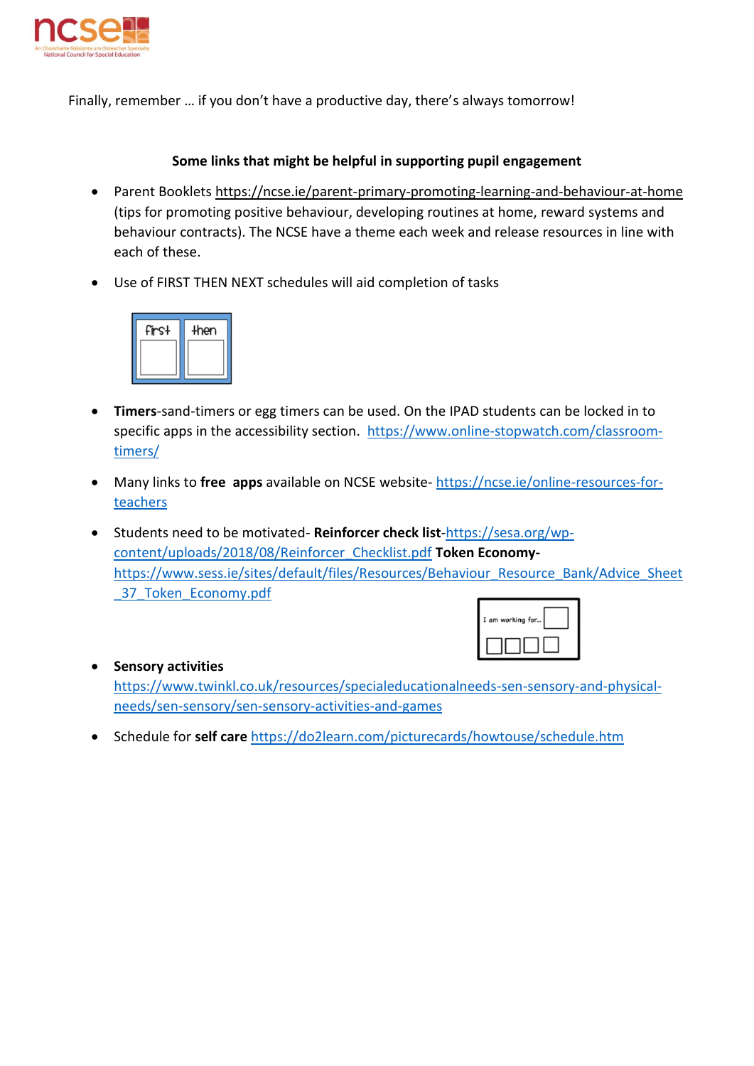Finally, remember … if you don't have a productive day, there's always tomorrow!

**Some links that might be helpful in supporting pupil engagement**

- Parent Booklets https://ncse.ie/parent-primary-promoting-learning-and-behaviour-at-home (tips for promoting positive behaviour, developing routines at home, reward systems and behaviour contracts). The NCSE have a theme each week and release resources in line with each of these.
- Use of FIRST THEN NEXT schedules will aid completion of tasks

  first then

- **Timers**-sand-timers or egg timers can be used. On the IPAD students can be locked in to specific apps in the accessibility section. https://www.online-stopwatch.com/classroom-timers/
- Many links to **free apps** available on NCSE website- https://ncse.ie/online-resources-for-teachers
- Students need to be motivated- **Reinforcer check list**-https://sesa.org/wp-content/uploads/2018/08/Reinforcer_Checklist.pdf **Token Economy-** https://www.sess.ie/sites/default/files/Resources/Behaviour_Resource_Bank/Advice_Sheet_37_Token_Economy.pdf

  I am working for...

- **Sensory activities** https://www.twinkl.co.uk/resources/specialeducationalneeds-sen-sensory-and-physical-needs/sen-sensory/sen-sensory-activities-and-games
- Schedule for **self care** https://do2learn.com/picturecards/howtouse/schedule.htm